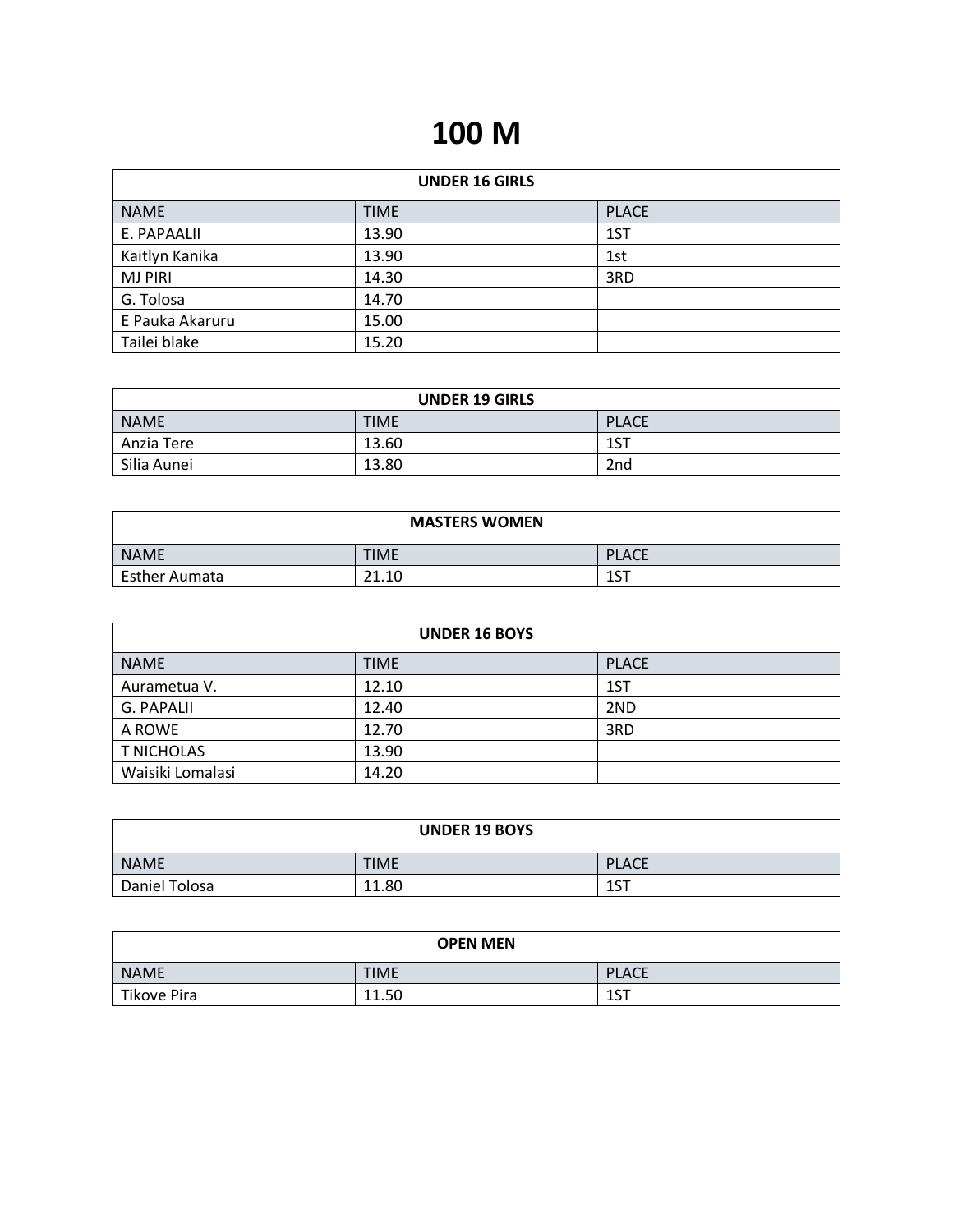# 100 M

| UNDER 16 GIRLS | | |
|---|---|---|
| NAME | TIME | PLACE |
| E. PAPAALII | 13.90 | 1ST |
| Kaitlyn Kanika | 13.90 | 1st |
| MJ PIRI | 14.30 | 3RD |
| G. Tolosa | 14.70 | |
| E Pauka Akaruru | 15.00 | |
| Tailei blake | 15.20 | |

| UNDER 19 GIRLS | | |
|---|---|---|
| NAME | TIME | PLACE |
| Anzia Tere | 13.60 | 1ST |
| Silia Aunei | 13.80 | 2nd |

| MASTERS WOMEN | | |
|---|---|---|
| NAME | TIME | PLACE |
| Esther Aumata | 21.10 | 1ST |

| UNDER 16 BOYS | | |
|---|---|---|
| NAME | TIME | PLACE |
| Aurametua V. | 12.10 | 1ST |
| G. PAPALII | 12.40 | 2ND |
| A ROWE | 12.70 | 3RD |
| T NICHOLAS | 13.90 | |
| Waisiki Lomalasi | 14.20 | |

| UNDER 19 BOYS | | |
|---|---|---|
| NAME | TIME | PLACE |
| Daniel Tolosa | 11.80 | 1ST |

| OPEN MEN | | |
|---|---|---|
| NAME | TIME | PLACE |
| Tikove Pira | 11.50 | 1ST |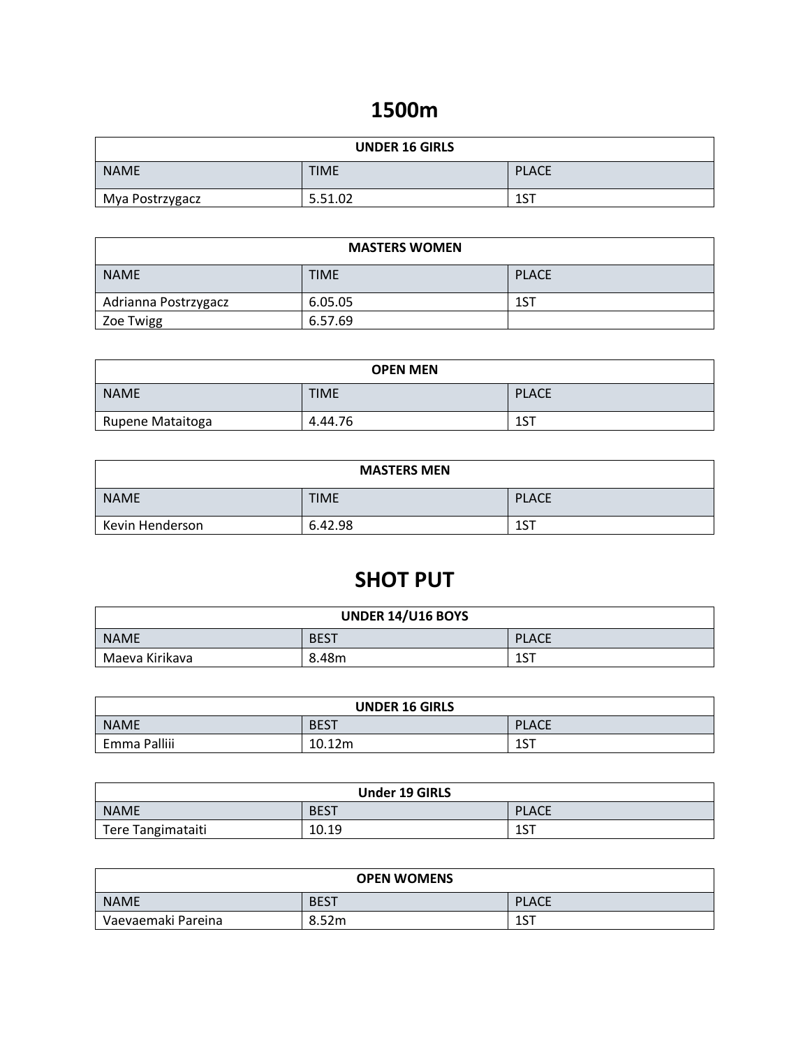# 1500m

| UNDER 16 GIRLS | | |
|---|---|---|
| NAME | TIME | PLACE |
| Mya Postrzygacz | 5.51.02 | 1ST |

| MASTERS WOMEN | | |
|---|---|---|
| NAME | TIME | PLACE |
| Adrianna Postrzygacz | 6.05.05 | 1ST |
| Zoe Twigg | 6.57.69 | |

| OPEN MEN | | |
|---|---|---|
| NAME | TIME | PLACE |
| Rupene Mataitoga | 4.44.76 | 1ST |

| MASTERS MEN | | |
|---|---|---|
| NAME | TIME | PLACE |
| Kevin Henderson | 6.42.98 | 1ST |

# SHOT PUT

| UNDER 14/U16 BOYS | | |
|---|---|---|
| NAME | BEST | PLACE |
| Maeva Kirikava | 8.48m | 1ST |

| UNDER 16 GIRLS | | |
|---|---|---|
| NAME | BEST | PLACE |
| Emma Palliii | 10.12m | 1ST |

| Under 19 GIRLS | | |
|---|---|---|
| NAME | BEST | PLACE |
| Tere Tangimataiti | 10.19 | 1ST |

| OPEN WOMENS | | |
|---|---|---|
| NAME | BEST | PLACE |
| Vaevaemaki Pareina | 8.52m | 1ST |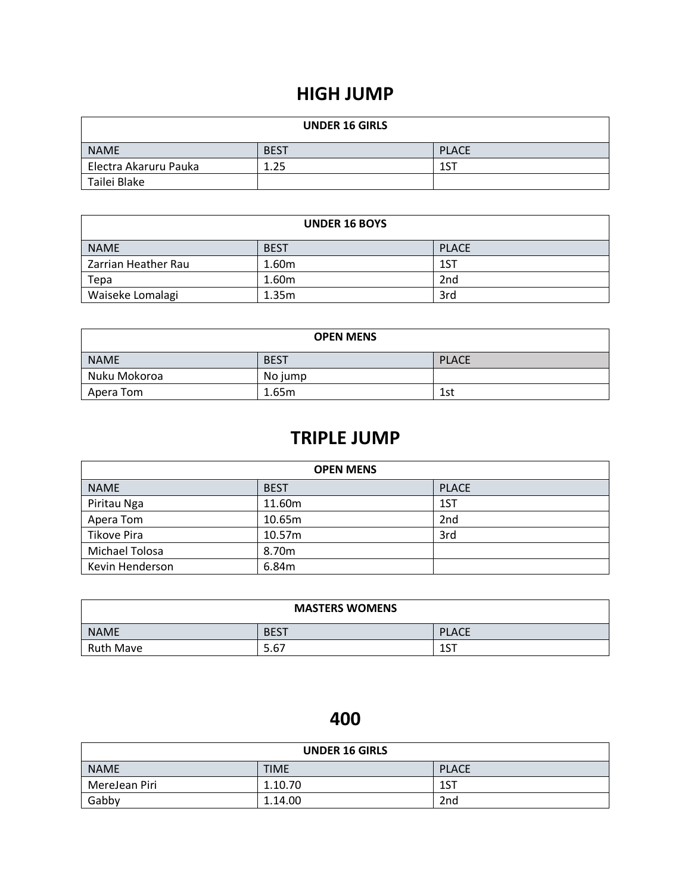# HIGH JUMP

| UNDER 16 GIRLS | | |
|---|---|---|
| NAME | BEST | PLACE |
| Electra Akaruru Pauka | 1.25 | 1ST |
| Tailei Blake | | |

| UNDER 16 BOYS | | |
|---|---|---|
| NAME | BEST | PLACE |
| Zarrian Heather Rau | 1.60m | 1ST |
| Tepa | 1.60m | 2nd |
| Waiseke Lomalagi | 1.35m | 3rd |

| OPEN MENS | | |
|---|---|---|
| NAME | BEST | PLACE |
| Nuku Mokoroa | No jump | |
| Apera Tom | 1.65m | 1st |

# TRIPLE JUMP

| OPEN MENS | | |
|---|---|---|
| NAME | BEST | PLACE |
| Piritau Nga | 11.60m | 1ST |
| Apera Tom | 10.65m | 2nd |
| Tikove Pira | 10.57m | 3rd |
| Michael Tolosa | 8.70m | |
| Kevin Henderson | 6.84m | |

| MASTERS WOMENS | | |
|---|---|---|
| NAME | BEST | PLACE |
| Ruth Mave | 5.67 | 1ST |

# 400

| UNDER 16 GIRLS | | |
|---|---|---|
| NAME | TIME | PLACE |
| MereJean Piri | 1.10.70 | 1ST |
| Gabby | 1.14.00 | 2nd |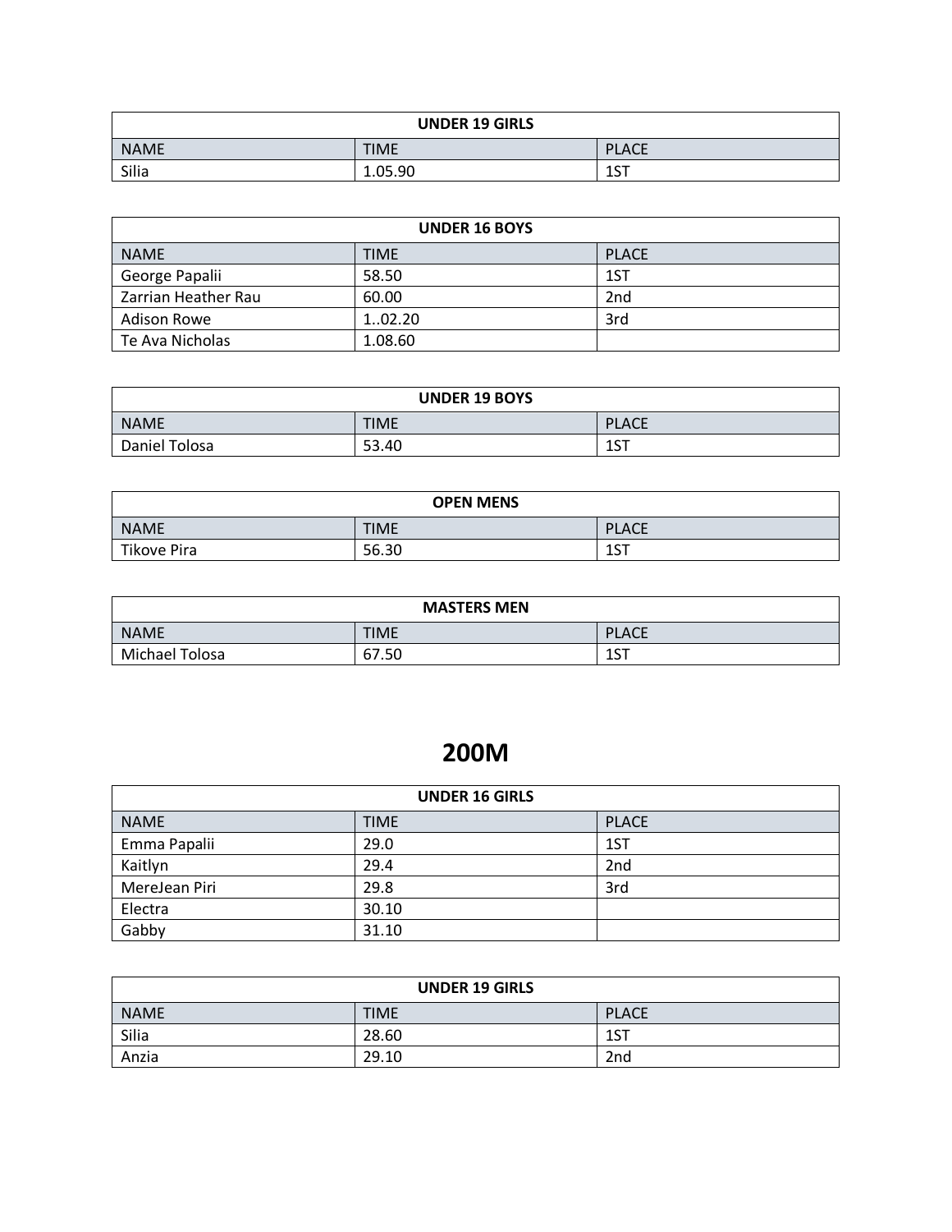| UNDER 19 GIRLS | | |
|---|---|---|
| NAME | TIME | PLACE |
| Silia | 1.05.90 | 1ST |

| UNDER 16 BOYS | | |
|---|---|---|
| NAME | TIME | PLACE |
| George Papalii | 58.50 | 1ST |
| Zarrian Heather Rau | 60.00 | 2nd |
| Adison Rowe | 1..02.20 | 3rd |
| Te Ava Nicholas | 1.08.60 | |

| UNDER 19 BOYS | | |
|---|---|---|
| NAME | TIME | PLACE |
| Daniel Tolosa | 53.40 | 1ST |

| OPEN MENS | | |
|---|---|---|
| NAME | TIME | PLACE |
| Tikove Pira | 56.30 | 1ST |

| MASTERS MEN | | |
|---|---|---|
| NAME | TIME | PLACE |
| Michael Tolosa | 67.50 | 1ST |

# 200M

| UNDER 16 GIRLS | | |
|---|---|---|
| NAME | TIME | PLACE |
| Emma Papalii | 29.0 | 1ST |
| Kaitlyn | 29.4 | 2nd |
| MereJean Piri | 29.8 | 3rd |
| Electra | 30.10 | |
| Gabby | 31.10 | |

| UNDER 19 GIRLS | | |
|---|---|---|
| NAME | TIME | PLACE |
| Silia | 28.60 | 1ST |
| Anzia | 29.10 | 2nd |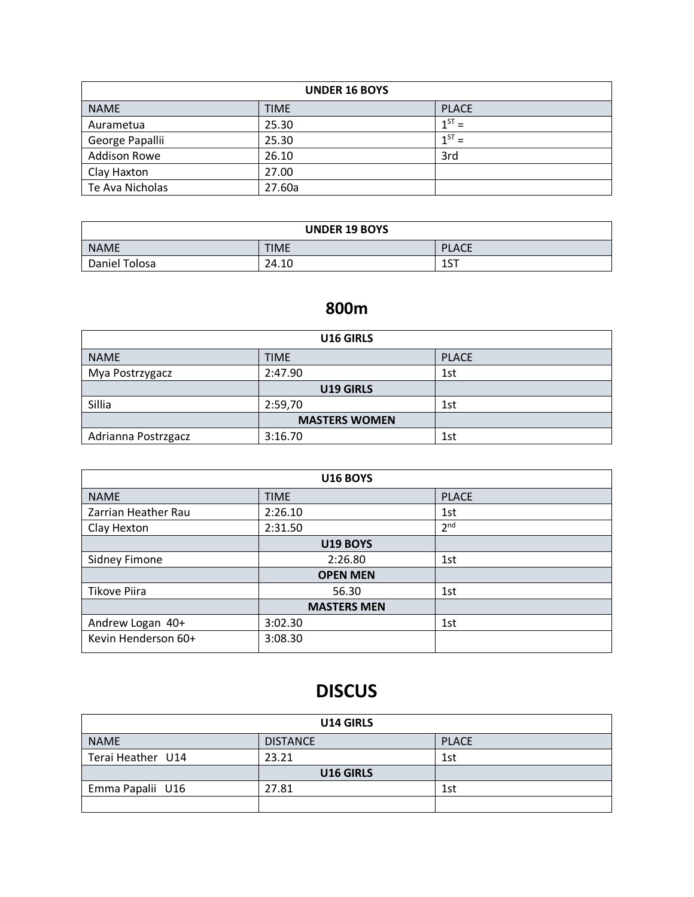| UNDER 16 BOYS | | |
|---|---|---|
| NAME | TIME | PLACE |
| Aurametua | 25.30 | 1ST = |
| George Papallii | 25.30 | 1ST = |
| Addison Rowe | 26.10 | 3rd |
| Clay Haxton | 27.00 | |
| Te Ava Nicholas | 27.60a | |

| UNDER 19 BOYS | | |
|---|---|---|
| NAME | TIME | PLACE |
| Daniel Tolosa | 24.10 | 1ST |

## 800m

| U16 GIRLS | | |
|---|---|---|
| NAME | TIME | PLACE |
| Mya Postrzygacz | 2:47.90 | 1st |
| | **U19 GIRLS** | |
| Sillia | 2:59,70 | 1st |
| | **MASTERS WOMEN** | |
| Adrianna Postrzgacz | 3:16.70 | 1st |

| U16 BOYS | | |
|---|---|---|
| NAME | TIME | PLACE |
| Zarrian Heather Rau | 2:26.10 | 1st |
| Clay Hexton | 2:31.50 | 2nd |
| | **U19 BOYS** | |
| Sidney Fimone | 2:26.80 | 1st |
| | **OPEN MEN** | |
| Tikove Piira | 56.30 | 1st |
| | **MASTERS MEN** | |
| Andrew Logan 40+ | 3:02.30 | 1st |
| Kevin Henderson 60+ | 3:08.30 | |

## DISCUS

| U14 GIRLS | | |
|---|---|---|
| NAME | DISTANCE | PLACE |
| Terai Heather U14 | 23.21 | 1st |
| | **U16 GIRLS** | |
| Emma Papalii U16 | 27.81 | 1st |
| | | |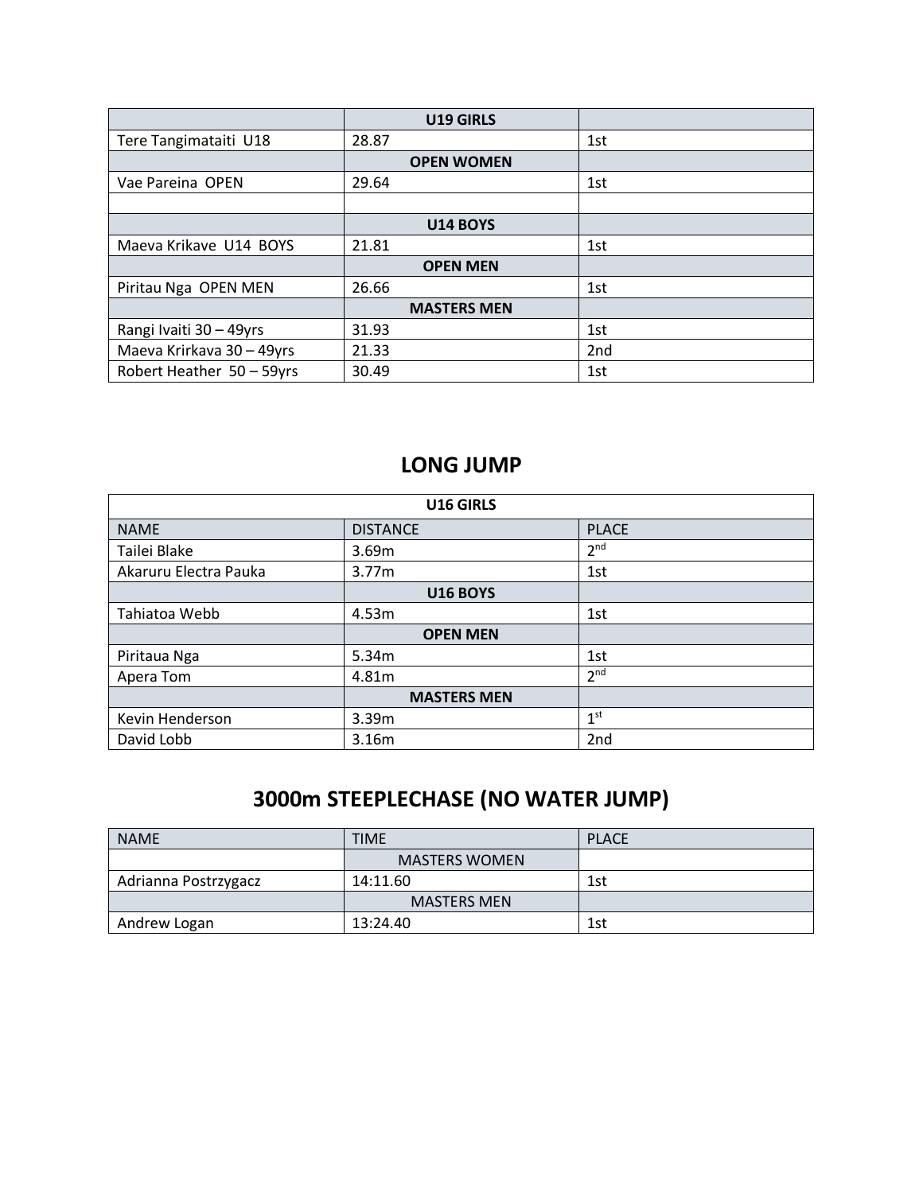| | U19 GIRLS | |
|---|---|---|
| Tere Tangimataiti U18 | 28.87 | 1st |
| | OPEN WOMEN | |
| Vae Pareina OPEN | 29.64 | 1st |
| | | |
| | U14 BOYS | |
| Maeva Krikave U14 BOYS | 21.81 | 1st |
| | OPEN MEN | |
| Piritau Nga OPEN MEN | 26.66 | 1st |
| | MASTERS MEN | |
| Rangi Ivaiti 30 – 49yrs | 31.93 | 1st |
| Maeva Krirkava 30 – 49yrs | 21.33 | 2nd |
| Robert Heather 50 – 59yrs | 30.49 | 1st |

## LONG JUMP

| U16 GIRLS | | |
|---|---|---|
| NAME | DISTANCE | PLACE |
| Tailei Blake | 3.69m | 2nd |
| Akaruru Electra Pauka | 3.77m | 1st |
| | U16 BOYS | |
| Tahiatoa Webb | 4.53m | 1st |
| | OPEN MEN | |
| Piritaua Nga | 5.34m | 1st |
| Apera Tom | 4.81m | 2nd |
| | MASTERS MEN | |
| Kevin Henderson | 3.39m | 1st |
| David Lobb | 3.16m | 2nd |

## 3000m STEEPLECHASE (NO WATER JUMP)

| NAME | TIME | PLACE |
|---|---|---|
| | MASTERS WOMEN | |
| Adrianna Postrzygacz | 14:11.60 | 1st |
| | MASTERS MEN | |
| Andrew Logan | 13:24.40 | 1st |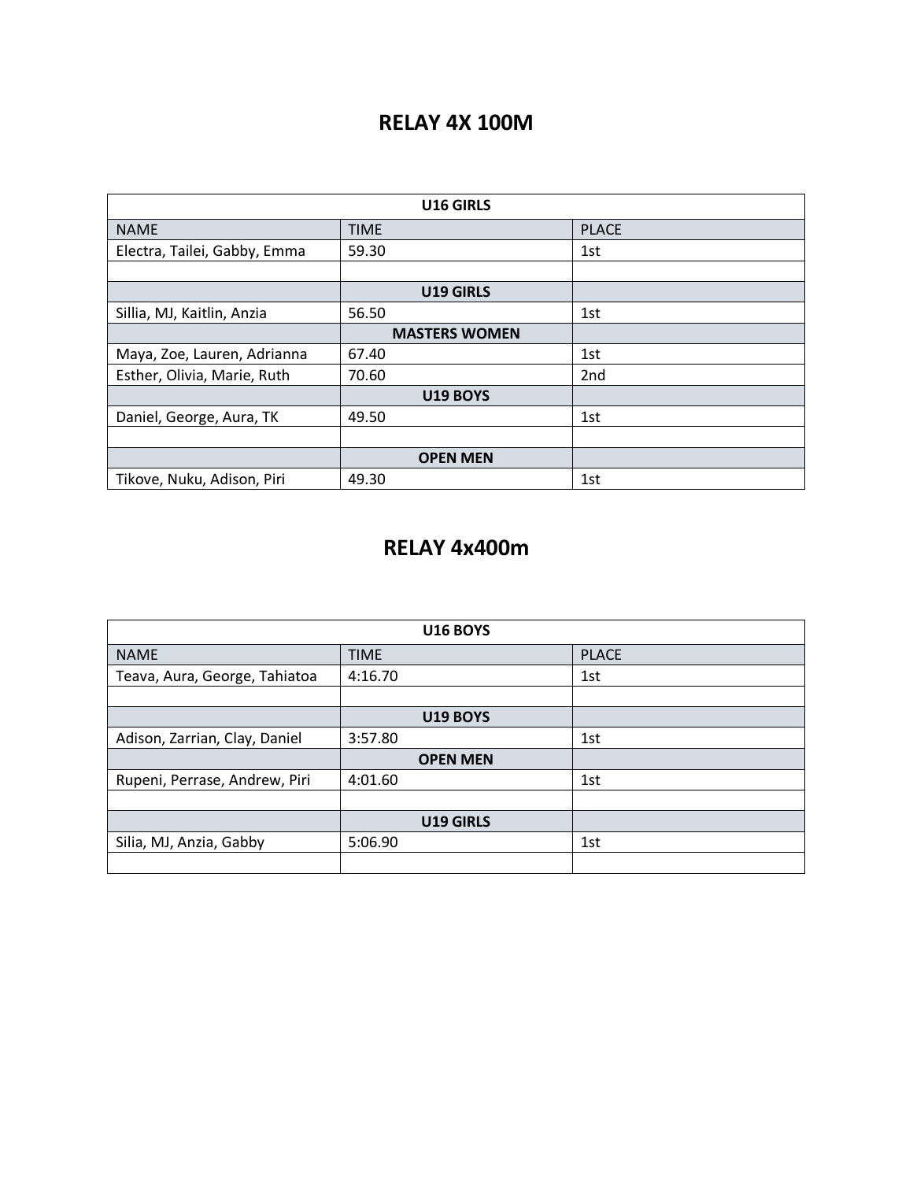## RELAY 4X 100M

| U16 GIRLS | | |
|---|---|---|
| NAME | TIME | PLACE |
| Electra, Tailei, Gabby, Emma | 59.30 | 1st |
| | | |
| | **U19 GIRLS** | |
| Sillia, MJ, Kaitlin, Anzia | 56.50 | 1st |
| | **MASTERS WOMEN** | |
| Maya, Zoe, Lauren, Adrianna | 67.40 | 1st |
| Esther, Olivia, Marie, Ruth | 70.60 | 2nd |
| | **U19 BOYS** | |
| Daniel, George, Aura, TK | 49.50 | 1st |
| | | |
| | **OPEN MEN** | |
| Tikove, Nuku, Adison, Piri | 49.30 | 1st |

## RELAY 4x400m

| U16 BOYS | | |
|---|---|---|
| NAME | TIME | PLACE |
| Teava, Aura, George, Tahiatoa | 4:16.70 | 1st |
| | | |
| | **U19 BOYS** | |
| Adison, Zarrian, Clay, Daniel | 3:57.80 | 1st |
| | **OPEN MEN** | |
| Rupeni, Perrase, Andrew, Piri | 4:01.60 | 1st |
| | | |
| | **U19 GIRLS** | |
| Silia, MJ, Anzia, Gabby | 5:06.90 | 1st |
| | | |